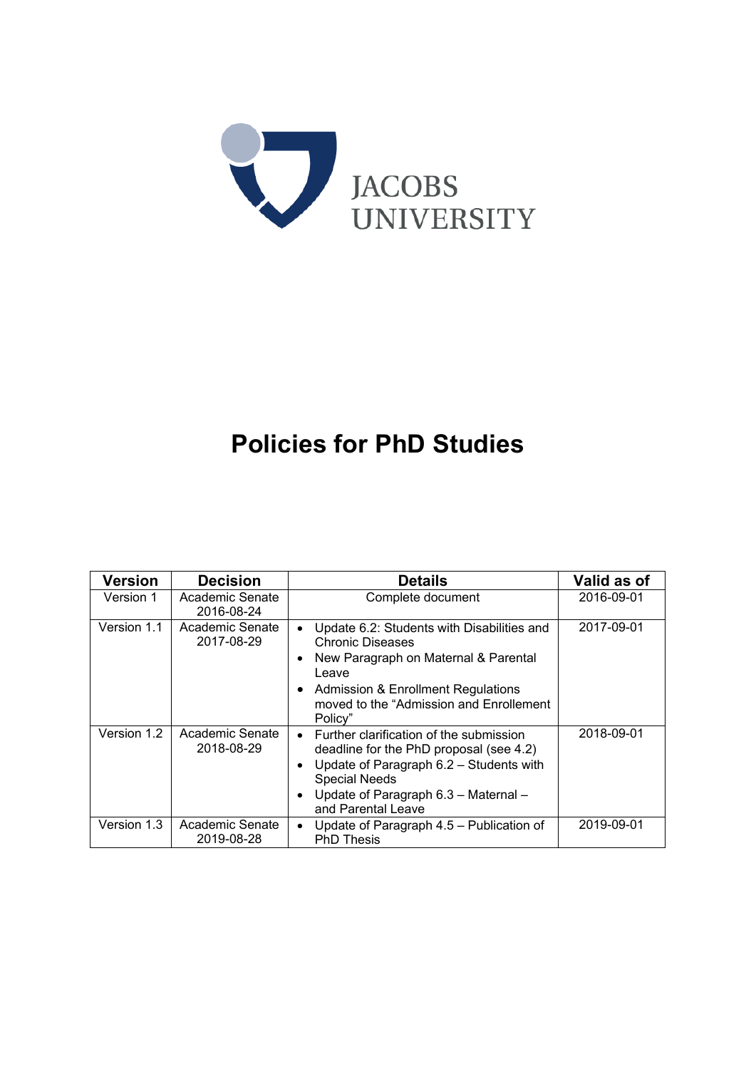JACOBS UNIVERSITY

# Policies for PhD Studies

| Version | Decision | Details | Valid as of |
|---|---|---|---|
| Version 1 | Academic Senate 2016-08-24 | Complete document | 2016-09-01 |
| Version 1.1 | Academic Senate 2017-08-29 | • Update 6.2: Students with Disabilities and Chronic Diseases<br>• New Paragraph on Maternal & Parental Leave<br>• Admission & Enrollment Regulations moved to the "Admission and Enrollement Policy" | 2017-09-01 |
| Version 1.2 | Academic Senate 2018-08-29 | • Further clarification of the submission deadline for the PhD proposal (see 4.2)<br>• Update of Paragraph 6.2 – Students with Special Needs<br>• Update of Paragraph 6.3 – Maternal – and Parental Leave | 2018-09-01 |
| Version 1.3 | Academic Senate 2019-08-28 | • Update of Paragraph 4.5 – Publication of PhD Thesis | 2019-09-01 |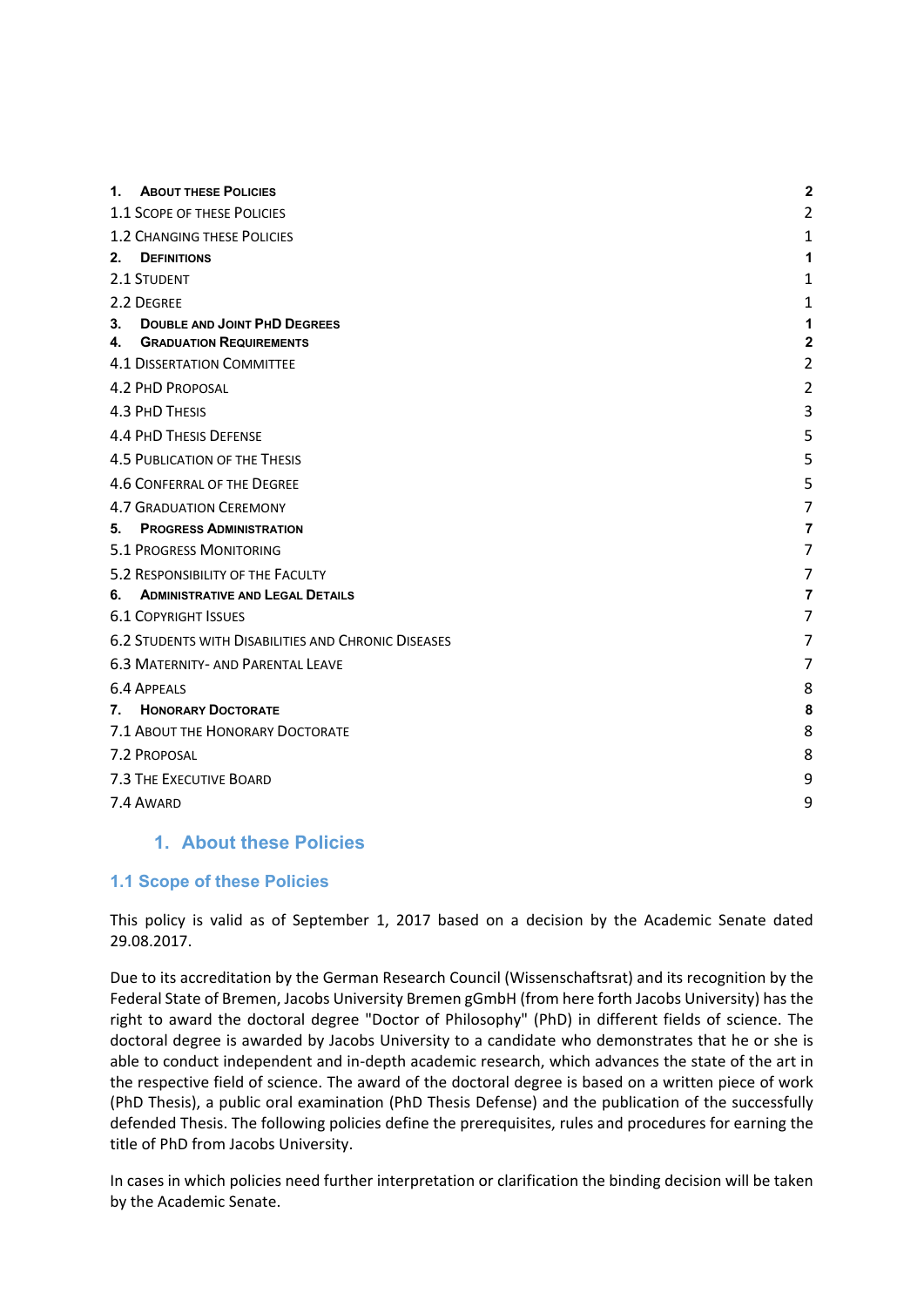| | |
|---|---|
| **1. About these Policies** | **2** |
| 1.1 Scope of these Policies | 2 |
| 1.2 Changing these Policies | 1 |
| **2. Definitions** | **1** |
| 2.1 Student | 1 |
| 2.2 Degree | 1 |
| **3. Double and Joint PhD Degrees** | **1** |
| **4. Graduation Requirements** | **2** |
| 4.1 Dissertation Committee | 2 |
| 4.2 PhD Proposal | 2 |
| 4.3 PhD Thesis | 3 |
| 4.4 PhD Thesis Defense | 5 |
| 4.5 Publication of the Thesis | 5 |
| 4.6 Conferral of the Degree | 5 |
| 4.7 Graduation Ceremony | 7 |
| **5. Progress Administration** | **7** |
| 5.1 Progress Monitoring | 7 |
| 5.2 Responsibility of the Faculty | 7 |
| **6. Administrative and Legal Details** | **7** |
| 6.1 Copyright Issues | 7 |
| 6.2 Students with Disabilities and Chronic Diseases | 7 |
| 6.3 Maternity- and Parental Leave | 7 |
| 6.4 Appeals | 8 |
| **7. Honorary Doctorate** | **8** |
| 7.1 About the Honorary Doctorate | 8 |
| 7.2 Proposal | 8 |
| 7.3 The Executive Board | 9 |
| 7.4 Award | 9 |

# 1. About these Policies

## 1.1 Scope of these Policies

This policy is valid as of September 1, 2017 based on a decision by the Academic Senate dated 29.08.2017.

Due to its accreditation by the German Research Council (Wissenschaftsrat) and its recognition by the Federal State of Bremen, Jacobs University Bremen gGmbH (from here forth Jacobs University) has the right to award the doctoral degree "Doctor of Philosophy" (PhD) in different fields of science. The doctoral degree is awarded by Jacobs University to a candidate who demonstrates that he or she is able to conduct independent and in-depth academic research, which advances the state of the art in the respective field of science. The award of the doctoral degree is based on a written piece of work (PhD Thesis), a public oral examination (PhD Thesis Defense) and the publication of the successfully defended Thesis. The following policies define the prerequisites, rules and procedures for earning the title of PhD from Jacobs University.

In cases in which policies need further interpretation or clarification the binding decision will be taken by the Academic Senate.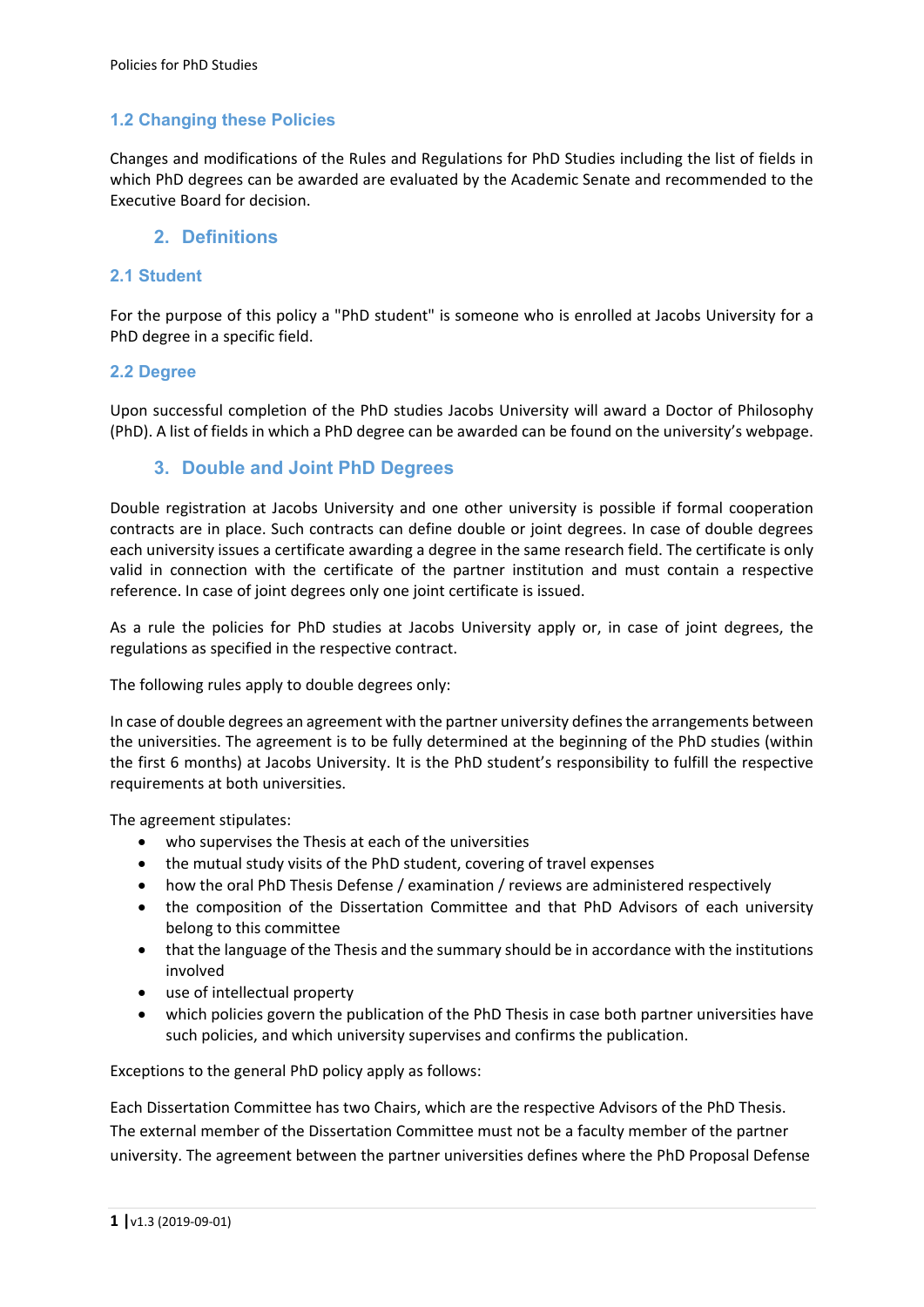### 1.2 Changing these Policies

Changes and modifications of the Rules and Regulations for PhD Studies including the list of fields in which PhD degrees can be awarded are evaluated by the Academic Senate and recommended to the Executive Board for decision.

## 2. Definitions

### 2.1 Student

For the purpose of this policy a "PhD student" is someone who is enrolled at Jacobs University for a PhD degree in a specific field.

### 2.2 Degree

Upon successful completion of the PhD studies Jacobs University will award a Doctor of Philosophy (PhD). A list of fields in which a PhD degree can be awarded can be found on the university's webpage.

## 3. Double and Joint PhD Degrees

Double registration at Jacobs University and one other university is possible if formal cooperation contracts are in place. Such contracts can define double or joint degrees. In case of double degrees each university issues a certificate awarding a degree in the same research field. The certificate is only valid in connection with the certificate of the partner institution and must contain a respective reference. In case of joint degrees only one joint certificate is issued.

As a rule the policies for PhD studies at Jacobs University apply or, in case of joint degrees, the regulations as specified in the respective contract.

The following rules apply to double degrees only:

In case of double degrees an agreement with the partner university defines the arrangements between the universities. The agreement is to be fully determined at the beginning of the PhD studies (within the first 6 months) at Jacobs University. It is the PhD student's responsibility to fulfill the respective requirements at both universities.

The agreement stipulates:

- who supervises the Thesis at each of the universities
- the mutual study visits of the PhD student, covering of travel expenses
- how the oral PhD Thesis Defense / examination / reviews are administered respectively
- the composition of the Dissertation Committee and that PhD Advisors of each university belong to this committee
- that the language of the Thesis and the summary should be in accordance with the institutions involved
- use of intellectual property
- which policies govern the publication of the PhD Thesis in case both partner universities have such policies, and which university supervises and confirms the publication.

Exceptions to the general PhD policy apply as follows:

Each Dissertation Committee has two Chairs, which are the respective Advisors of the PhD Thesis. The external member of the Dissertation Committee must not be a faculty member of the partner university. The agreement between the partner universities defines where the PhD Proposal Defense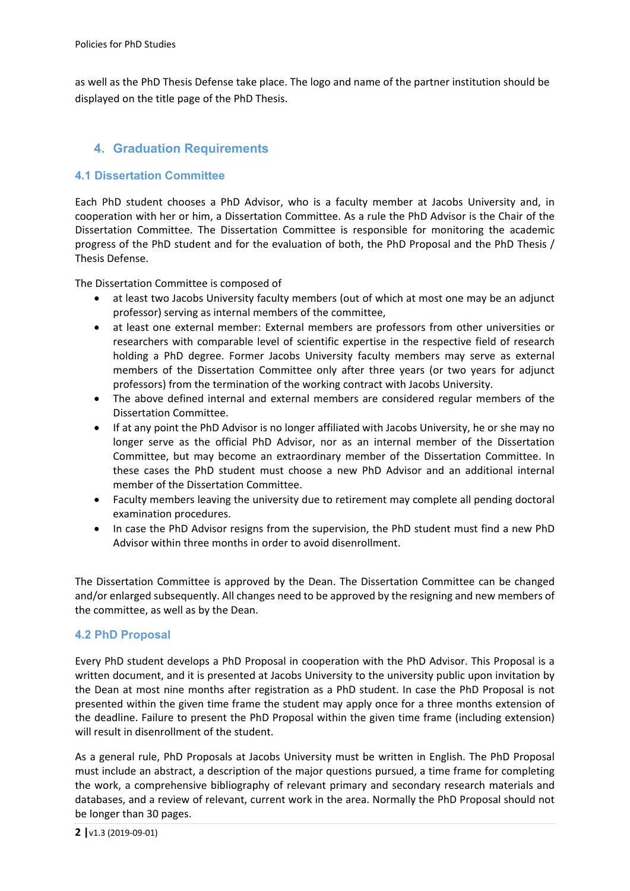as well as the PhD Thesis Defense take place. The logo and name of the partner institution should be displayed on the title page of the PhD Thesis.

## 4. Graduation Requirements

### 4.1 Dissertation Committee

Each PhD student chooses a PhD Advisor, who is a faculty member at Jacobs University and, in cooperation with her or him, a Dissertation Committee. As a rule the PhD Advisor is the Chair of the Dissertation Committee. The Dissertation Committee is responsible for monitoring the academic progress of the PhD student and for the evaluation of both, the PhD Proposal and the PhD Thesis / Thesis Defense.

The Dissertation Committee is composed of

- at least two Jacobs University faculty members (out of which at most one may be an adjunct professor) serving as internal members of the committee,
- at least one external member: External members are professors from other universities or researchers with comparable level of scientific expertise in the respective field of research holding a PhD degree. Former Jacobs University faculty members may serve as external members of the Dissertation Committee only after three years (or two years for adjunct professors) from the termination of the working contract with Jacobs University.
- The above defined internal and external members are considered regular members of the Dissertation Committee.
- If at any point the PhD Advisor is no longer affiliated with Jacobs University, he or she may no longer serve as the official PhD Advisor, nor as an internal member of the Dissertation Committee, but may become an extraordinary member of the Dissertation Committee. In these cases the PhD student must choose a new PhD Advisor and an additional internal member of the Dissertation Committee.
- Faculty members leaving the university due to retirement may complete all pending doctoral examination procedures.
- In case the PhD Advisor resigns from the supervision, the PhD student must find a new PhD Advisor within three months in order to avoid disenrollment.

The Dissertation Committee is approved by the Dean. The Dissertation Committee can be changed and/or enlarged subsequently. All changes need to be approved by the resigning and new members of the committee, as well as by the Dean.

### 4.2 PhD Proposal

Every PhD student develops a PhD Proposal in cooperation with the PhD Advisor. This Proposal is a written document, and it is presented at Jacobs University to the university public upon invitation by the Dean at most nine months after registration as a PhD student. In case the PhD Proposal is not presented within the given time frame the student may apply once for a three months extension of the deadline. Failure to present the PhD Proposal within the given time frame (including extension) will result in disenrollment of the student.

As a general rule, PhD Proposals at Jacobs University must be written in English. The PhD Proposal must include an abstract, a description of the major questions pursued, a time frame for completing the work, a comprehensive bibliography of relevant primary and secondary research materials and databases, and a review of relevant, current work in the area. Normally the PhD Proposal should not be longer than 30 pages.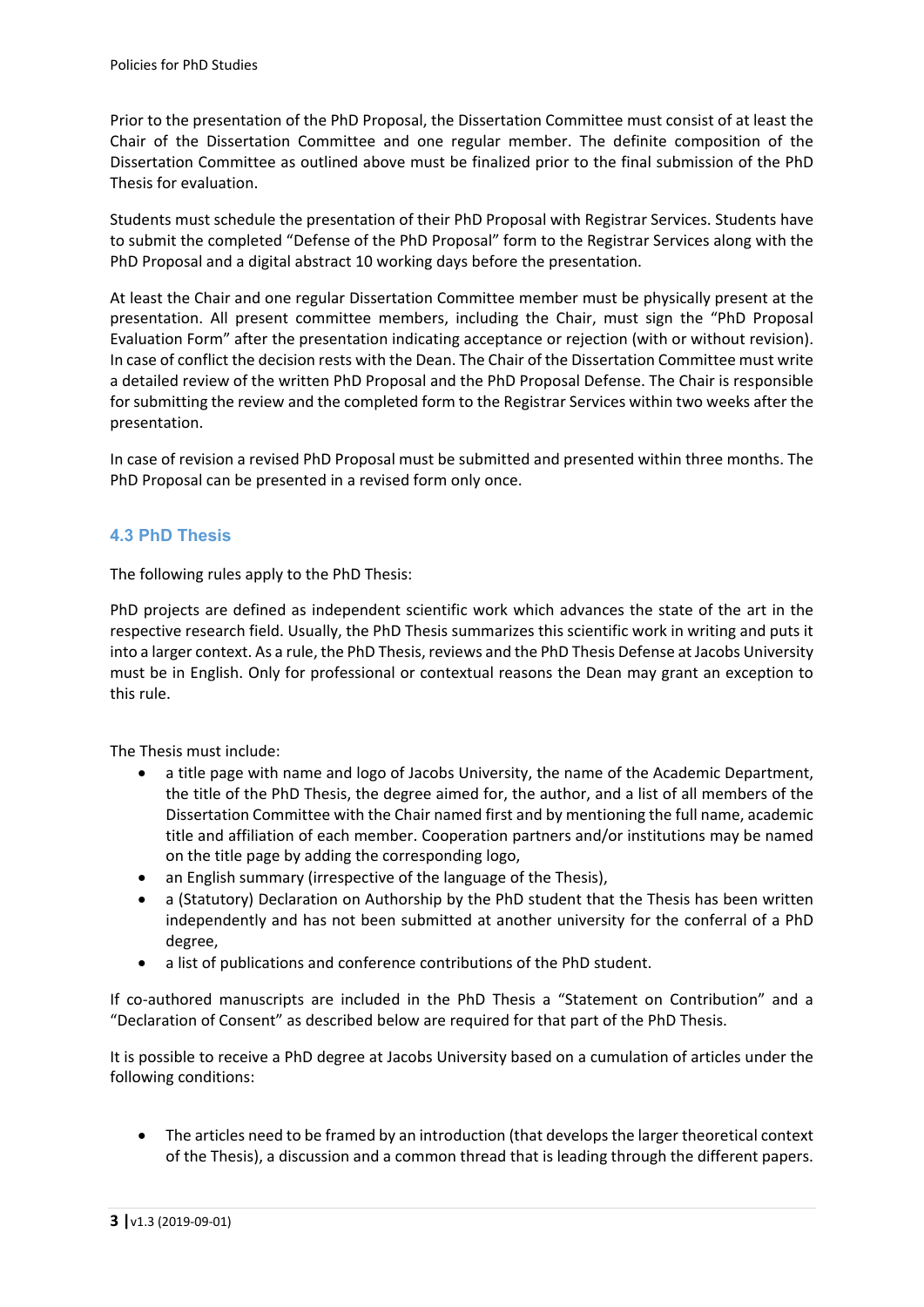Prior to the presentation of the PhD Proposal, the Dissertation Committee must consist of at least the Chair of the Dissertation Committee and one regular member. The definite composition of the Dissertation Committee as outlined above must be finalized prior to the final submission of the PhD Thesis for evaluation.

Students must schedule the presentation of their PhD Proposal with Registrar Services. Students have to submit the completed "Defense of the PhD Proposal" form to the Registrar Services along with the PhD Proposal and a digital abstract 10 working days before the presentation.

At least the Chair and one regular Dissertation Committee member must be physically present at the presentation. All present committee members, including the Chair, must sign the "PhD Proposal Evaluation Form" after the presentation indicating acceptance or rejection (with or without revision). In case of conflict the decision rests with the Dean. The Chair of the Dissertation Committee must write a detailed review of the written PhD Proposal and the PhD Proposal Defense. The Chair is responsible for submitting the review and the completed form to the Registrar Services within two weeks after the presentation.

In case of revision a revised PhD Proposal must be submitted and presented within three months. The PhD Proposal can be presented in a revised form only once.

### 4.3 PhD Thesis

The following rules apply to the PhD Thesis:

PhD projects are defined as independent scientific work which advances the state of the art in the respective research field. Usually, the PhD Thesis summarizes this scientific work in writing and puts it into a larger context. As a rule, the PhD Thesis, reviews and the PhD Thesis Defense at Jacobs University must be in English. Only for professional or contextual reasons the Dean may grant an exception to this rule.

The Thesis must include:

- a title page with name and logo of Jacobs University, the name of the Academic Department, the title of the PhD Thesis, the degree aimed for, the author, and a list of all members of the Dissertation Committee with the Chair named first and by mentioning the full name, academic title and affiliation of each member. Cooperation partners and/or institutions may be named on the title page by adding the corresponding logo,
- an English summary (irrespective of the language of the Thesis),
- a (Statutory) Declaration on Authorship by the PhD student that the Thesis has been written independently and has not been submitted at another university for the conferral of a PhD degree,
- a list of publications and conference contributions of the PhD student.

If co-authored manuscripts are included in the PhD Thesis a "Statement on Contribution" and a "Declaration of Consent" as described below are required for that part of the PhD Thesis.

It is possible to receive a PhD degree at Jacobs University based on a cumulation of articles under the following conditions:

- The articles need to be framed by an introduction (that develops the larger theoretical context of the Thesis), a discussion and a common thread that is leading through the different papers.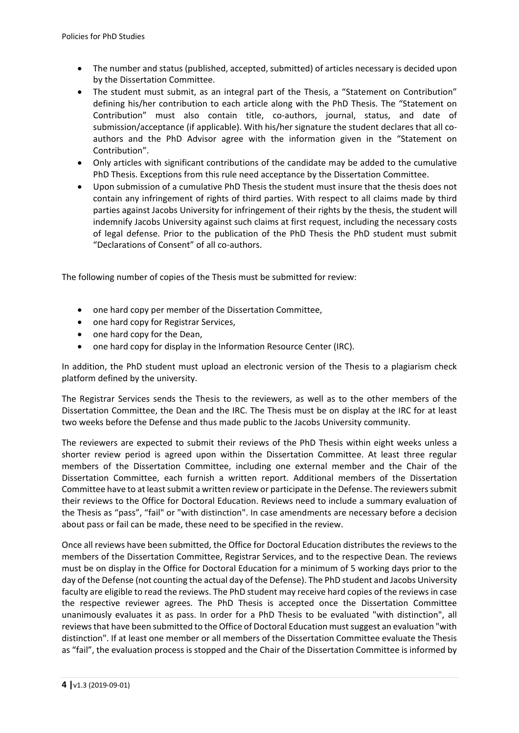- The number and status (published, accepted, submitted) of articles necessary is decided upon by the Dissertation Committee.
- The student must submit, as an integral part of the Thesis, a "Statement on Contribution" defining his/her contribution to each article along with the PhD Thesis. The "Statement on Contribution" must also contain title, co-authors, journal, status, and date of submission/acceptance (if applicable). With his/her signature the student declares that all co-authors and the PhD Advisor agree with the information given in the "Statement on Contribution".
- Only articles with significant contributions of the candidate may be added to the cumulative PhD Thesis. Exceptions from this rule need acceptance by the Dissertation Committee.
- Upon submission of a cumulative PhD Thesis the student must insure that the thesis does not contain any infringement of rights of third parties. With respect to all claims made by third parties against Jacobs University for infringement of their rights by the thesis, the student will indemnify Jacobs University against such claims at first request, including the necessary costs of legal defense. Prior to the publication of the PhD Thesis the PhD student must submit "Declarations of Consent" of all co-authors.

The following number of copies of the Thesis must be submitted for review:

- one hard copy per member of the Dissertation Committee,
- one hard copy for Registrar Services,
- one hard copy for the Dean,
- one hard copy for display in the Information Resource Center (IRC).

In addition, the PhD student must upload an electronic version of the Thesis to a plagiarism check platform defined by the university.

The Registrar Services sends the Thesis to the reviewers, as well as to the other members of the Dissertation Committee, the Dean and the IRC. The Thesis must be on display at the IRC for at least two weeks before the Defense and thus made public to the Jacobs University community.

The reviewers are expected to submit their reviews of the PhD Thesis within eight weeks unless a shorter review period is agreed upon within the Dissertation Committee. At least three regular members of the Dissertation Committee, including one external member and the Chair of the Dissertation Committee, each furnish a written report. Additional members of the Dissertation Committee have to at least submit a written review or participate in the Defense. The reviewers submit their reviews to the Office for Doctoral Education. Reviews need to include a summary evaluation of the Thesis as "pass", "fail" or "with distinction". In case amendments are necessary before a decision about pass or fail can be made, these need to be specified in the review.

Once all reviews have been submitted, the Office for Doctoral Education distributes the reviews to the members of the Dissertation Committee, Registrar Services, and to the respective Dean. The reviews must be on display in the Office for Doctoral Education for a minimum of 5 working days prior to the day of the Defense (not counting the actual day of the Defense). The PhD student and Jacobs University faculty are eligible to read the reviews. The PhD student may receive hard copies of the reviews in case the respective reviewer agrees. The PhD Thesis is accepted once the Dissertation Committee unanimously evaluates it as pass. In order for a PhD Thesis to be evaluated "with distinction", all reviews that have been submitted to the Office of Doctoral Education must suggest an evaluation "with distinction". If at least one member or all members of the Dissertation Committee evaluate the Thesis as "fail", the evaluation process is stopped and the Chair of the Dissertation Committee is informed by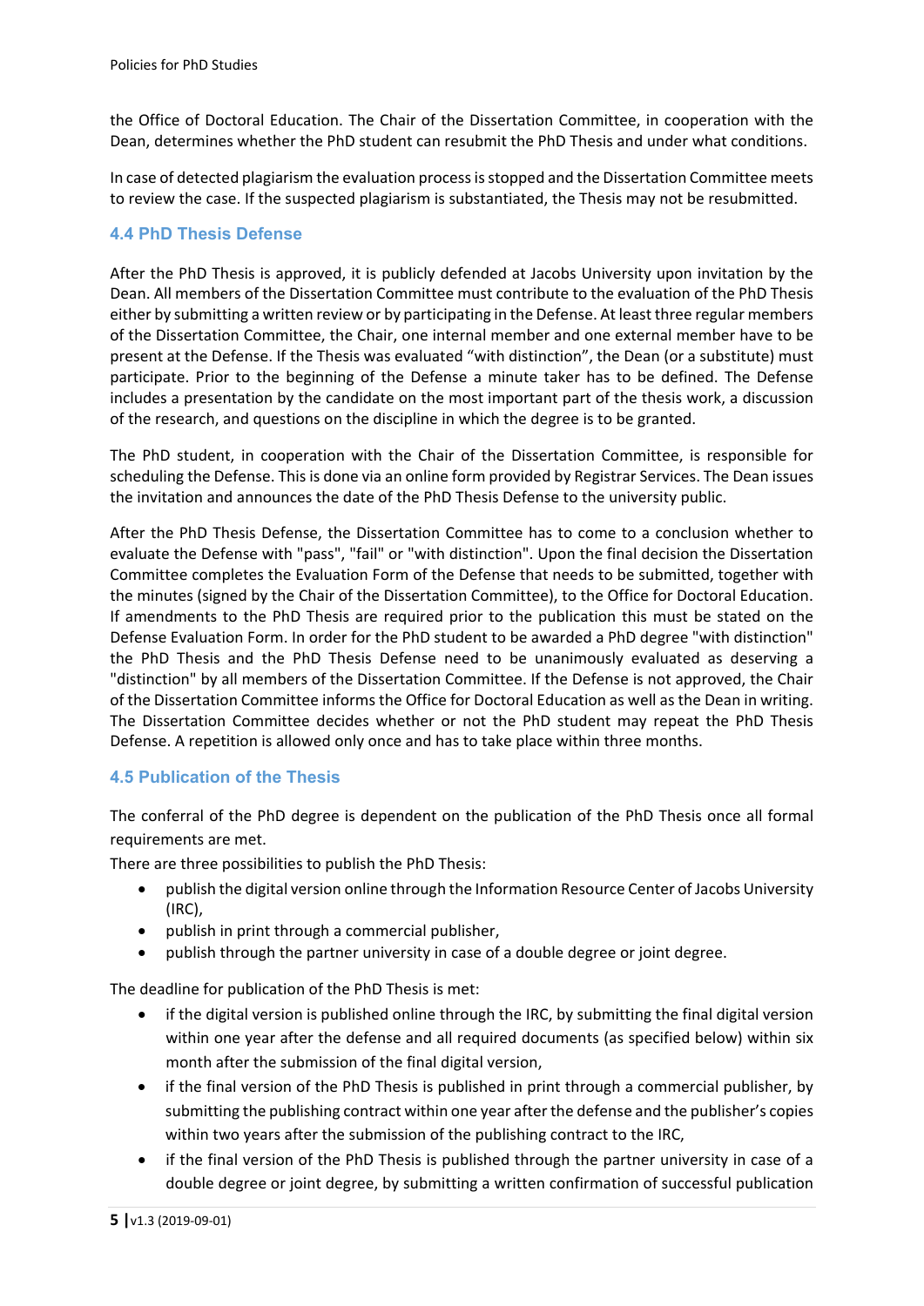the Office of Doctoral Education. The Chair of the Dissertation Committee, in cooperation with the Dean, determines whether the PhD student can resubmit the PhD Thesis and under what conditions.

In case of detected plagiarism the evaluation process is stopped and the Dissertation Committee meets to review the case. If the suspected plagiarism is substantiated, the Thesis may not be resubmitted.

### 4.4 PhD Thesis Defense

After the PhD Thesis is approved, it is publicly defended at Jacobs University upon invitation by the Dean. All members of the Dissertation Committee must contribute to the evaluation of the PhD Thesis either by submitting a written review or by participating in the Defense. At least three regular members of the Dissertation Committee, the Chair, one internal member and one external member have to be present at the Defense. If the Thesis was evaluated "with distinction", the Dean (or a substitute) must participate. Prior to the beginning of the Defense a minute taker has to be defined. The Defense includes a presentation by the candidate on the most important part of the thesis work, a discussion of the research, and questions on the discipline in which the degree is to be granted.

The PhD student, in cooperation with the Chair of the Dissertation Committee, is responsible for scheduling the Defense. This is done via an online form provided by Registrar Services. The Dean issues the invitation and announces the date of the PhD Thesis Defense to the university public.

After the PhD Thesis Defense, the Dissertation Committee has to come to a conclusion whether to evaluate the Defense with "pass", "fail" or "with distinction". Upon the final decision the Dissertation Committee completes the Evaluation Form of the Defense that needs to be submitted, together with the minutes (signed by the Chair of the Dissertation Committee), to the Office for Doctoral Education. If amendments to the PhD Thesis are required prior to the publication this must be stated on the Defense Evaluation Form. In order for the PhD student to be awarded a PhD degree "with distinction" the PhD Thesis and the PhD Thesis Defense need to be unanimously evaluated as deserving a "distinction" by all members of the Dissertation Committee. If the Defense is not approved, the Chair of the Dissertation Committee informs the Office for Doctoral Education as well as the Dean in writing. The Dissertation Committee decides whether or not the PhD student may repeat the PhD Thesis Defense. A repetition is allowed only once and has to take place within three months.

### 4.5 Publication of the Thesis

The conferral of the PhD degree is dependent on the publication of the PhD Thesis once all formal requirements are met.

There are three possibilities to publish the PhD Thesis:

- publish the digital version online through the Information Resource Center of Jacobs University (IRC),
- publish in print through a commercial publisher,
- publish through the partner university in case of a double degree or joint degree.

The deadline for publication of the PhD Thesis is met:

- if the digital version is published online through the IRC, by submitting the final digital version within one year after the defense and all required documents (as specified below) within six month after the submission of the final digital version,
- if the final version of the PhD Thesis is published in print through a commercial publisher, by submitting the publishing contract within one year after the defense and the publisher's copies within two years after the submission of the publishing contract to the IRC,
- if the final version of the PhD Thesis is published through the partner university in case of a double degree or joint degree, by submitting a written confirmation of successful publication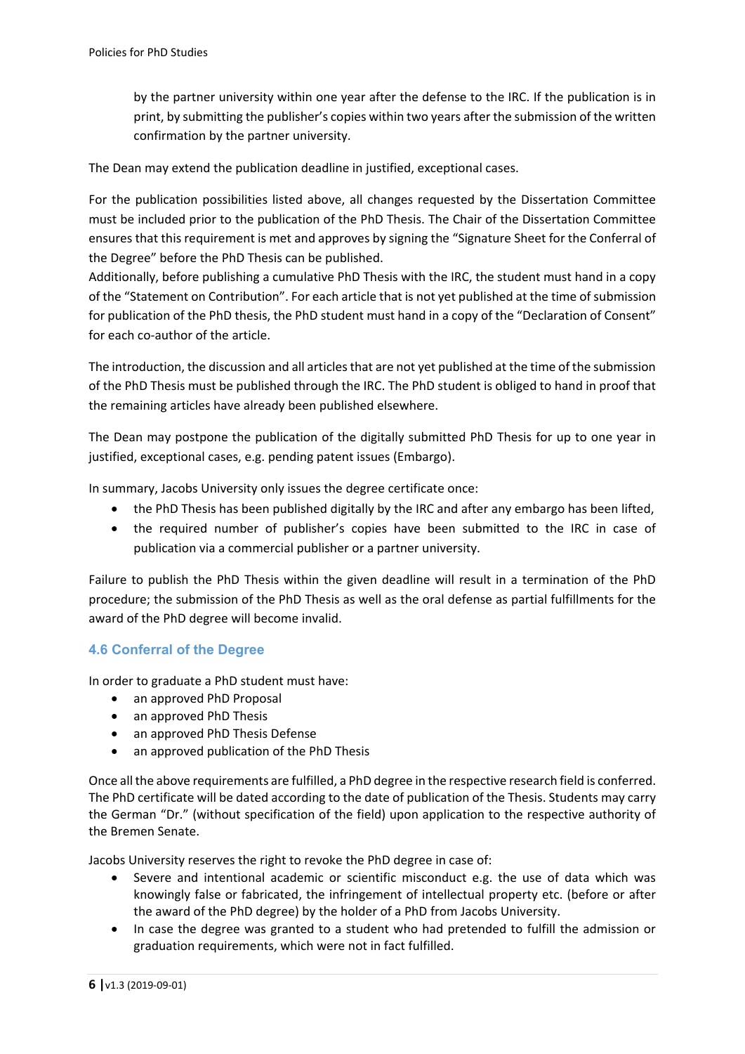by the partner university within one year after the defense to the IRC. If the publication is in print, by submitting the publisher's copies within two years after the submission of the written confirmation by the partner university.

The Dean may extend the publication deadline in justified, exceptional cases.

For the publication possibilities listed above, all changes requested by the Dissertation Committee must be included prior to the publication of the PhD Thesis. The Chair of the Dissertation Committee ensures that this requirement is met and approves by signing the "Signature Sheet for the Conferral of the Degree" before the PhD Thesis can be published.
Additionally, before publishing a cumulative PhD Thesis with the IRC, the student must hand in a copy of the "Statement on Contribution". For each article that is not yet published at the time of submission for publication of the PhD thesis, the PhD student must hand in a copy of the "Declaration of Consent" for each co-author of the article.

The introduction, the discussion and all articles that are not yet published at the time of the submission of the PhD Thesis must be published through the IRC. The PhD student is obliged to hand in proof that the remaining articles have already been published elsewhere.

The Dean may postpone the publication of the digitally submitted PhD Thesis for up to one year in justified, exceptional cases, e.g. pending patent issues (Embargo).

In summary, Jacobs University only issues the degree certificate once:

- the PhD Thesis has been published digitally by the IRC and after any embargo has been lifted,
- the required number of publisher's copies have been submitted to the IRC in case of publication via a commercial publisher or a partner university.

Failure to publish the PhD Thesis within the given deadline will result in a termination of the PhD procedure; the submission of the PhD Thesis as well as the oral defense as partial fulfillments for the award of the PhD degree will become invalid.

### 4.6 Conferral of the Degree

In order to graduate a PhD student must have:

- an approved PhD Proposal
- an approved PhD Thesis
- an approved PhD Thesis Defense
- an approved publication of the PhD Thesis

Once all the above requirements are fulfilled, a PhD degree in the respective research field is conferred. The PhD certificate will be dated according to the date of publication of the Thesis. Students may carry the German "Dr." (without specification of the field) upon application to the respective authority of the Bremen Senate.

Jacobs University reserves the right to revoke the PhD degree in case of:

- Severe and intentional academic or scientific misconduct e.g. the use of data which was knowingly false or fabricated, the infringement of intellectual property etc. (before or after the award of the PhD degree) by the holder of a PhD from Jacobs University.
- In case the degree was granted to a student who had pretended to fulfill the admission or graduation requirements, which were not in fact fulfilled.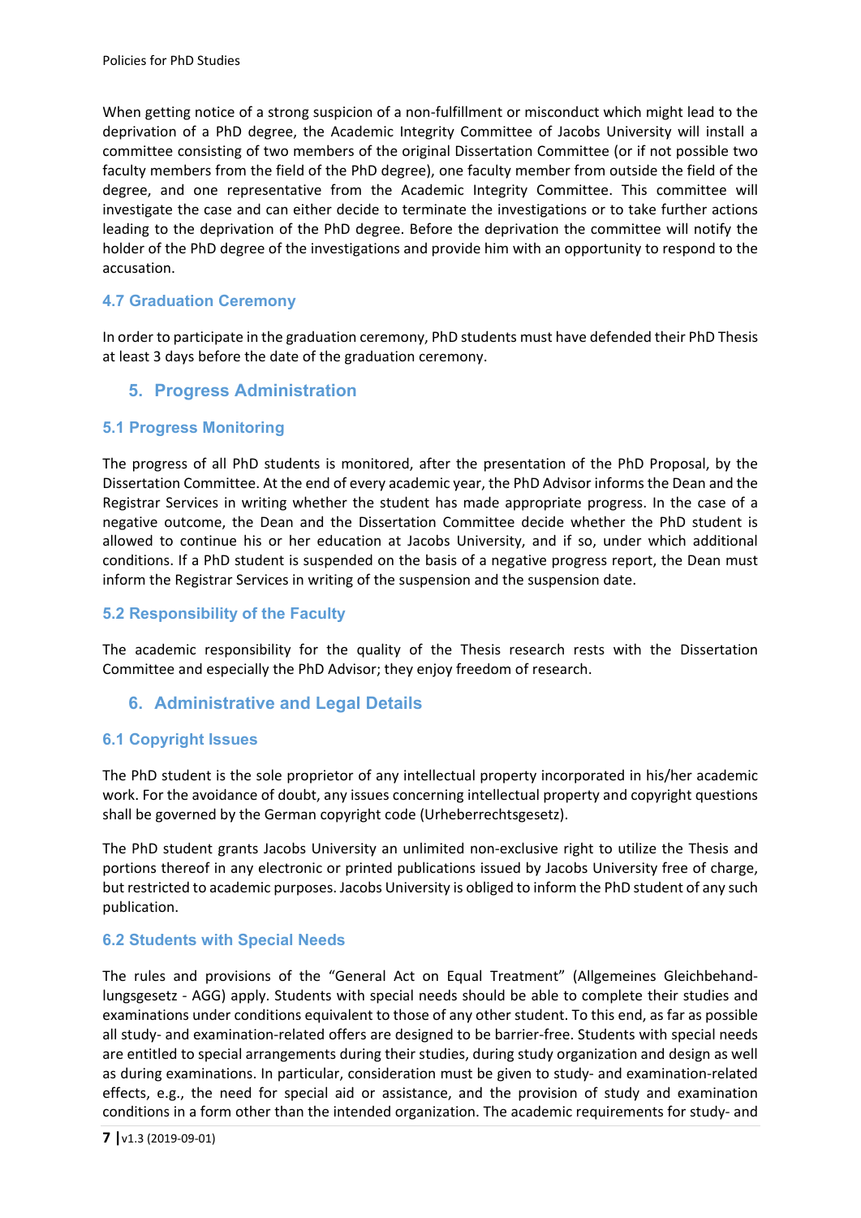When getting notice of a strong suspicion of a non-fulfillment or misconduct which might lead to the deprivation of a PhD degree, the Academic Integrity Committee of Jacobs University will install a committee consisting of two members of the original Dissertation Committee (or if not possible two faculty members from the field of the PhD degree), one faculty member from outside the field of the degree, and one representative from the Academic Integrity Committee. This committee will investigate the case and can either decide to terminate the investigations or to take further actions leading to the deprivation of the PhD degree. Before the deprivation the committee will notify the holder of the PhD degree of the investigations and provide him with an opportunity to respond to the accusation.

### 4.7 Graduation Ceremony

In order to participate in the graduation ceremony, PhD students must have defended their PhD Thesis at least 3 days before the date of the graduation ceremony.

## 5. Progress Administration

### 5.1 Progress Monitoring

The progress of all PhD students is monitored, after the presentation of the PhD Proposal, by the Dissertation Committee. At the end of every academic year, the PhD Advisor informs the Dean and the Registrar Services in writing whether the student has made appropriate progress. In the case of a negative outcome, the Dean and the Dissertation Committee decide whether the PhD student is allowed to continue his or her education at Jacobs University, and if so, under which additional conditions. If a PhD student is suspended on the basis of a negative progress report, the Dean must inform the Registrar Services in writing of the suspension and the suspension date.

### 5.2 Responsibility of the Faculty

The academic responsibility for the quality of the Thesis research rests with the Dissertation Committee and especially the PhD Advisor; they enjoy freedom of research.

## 6. Administrative and Legal Details

### 6.1 Copyright Issues

The PhD student is the sole proprietor of any intellectual property incorporated in his/her academic work. For the avoidance of doubt, any issues concerning intellectual property and copyright questions shall be governed by the German copyright code (Urheberrechtsgesetz).

The PhD student grants Jacobs University an unlimited non-exclusive right to utilize the Thesis and portions thereof in any electronic or printed publications issued by Jacobs University free of charge, but restricted to academic purposes. Jacobs University is obliged to inform the PhD student of any such publication.

### 6.2 Students with Special Needs

The rules and provisions of the "General Act on Equal Treatment" (Allgemeines Gleichbehandlungsgesetz - AGG) apply. Students with special needs should be able to complete their studies and examinations under conditions equivalent to those of any other student. To this end, as far as possible all study- and examination-related offers are designed to be barrier-free. Students with special needs are entitled to special arrangements during their studies, during study organization and design as well as during examinations. In particular, consideration must be given to study- and examination-related effects, e.g., the need for special aid or assistance, and the provision of study and examination conditions in a form other than the intended organization. The academic requirements for study- and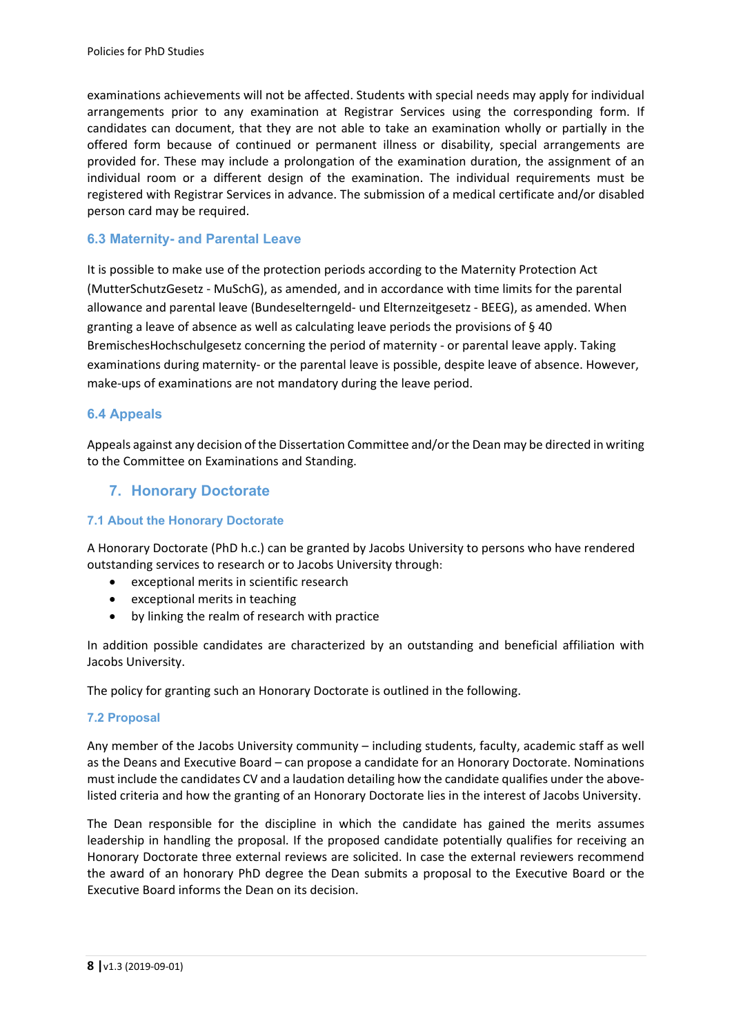examinations achievements will not be affected. Students with special needs may apply for individual arrangements prior to any examination at Registrar Services using the corresponding form. If candidates can document, that they are not able to take an examination wholly or partially in the offered form because of continued or permanent illness or disability, special arrangements are provided for. These may include a prolongation of the examination duration, the assignment of an individual room or a different design of the examination. The individual requirements must be registered with Registrar Services in advance. The submission of a medical certificate and/or disabled person card may be required.

### 6.3 Maternity- and Parental Leave

It is possible to make use of the protection periods according to the Maternity Protection Act (MutterSchutzGesetz - MuSchG), as amended, and in accordance with time limits for the parental allowance and parental leave (Bundeselterngeld- und Elternzeitgesetz - BEEG), as amended. When granting a leave of absence as well as calculating leave periods the provisions of § 40 BremischesHochschulgesetz concerning the period of maternity - or parental leave apply. Taking examinations during maternity- or the parental leave is possible, despite leave of absence. However, make-ups of examinations are not mandatory during the leave period.

### 6.4 Appeals

Appeals against any decision of the Dissertation Committee and/or the Dean may be directed in writing to the Committee on Examinations and Standing.

## 7. Honorary Doctorate

### 7.1 About the Honorary Doctorate

A Honorary Doctorate (PhD h.c.) can be granted by Jacobs University to persons who have rendered outstanding services to research or to Jacobs University through:

- exceptional merits in scientific research
- exceptional merits in teaching
- by linking the realm of research with practice

In addition possible candidates are characterized by an outstanding and beneficial affiliation with Jacobs University.

The policy for granting such an Honorary Doctorate is outlined in the following.

### 7.2 Proposal

Any member of the Jacobs University community – including students, faculty, academic staff as well as the Deans and Executive Board – can propose a candidate for an Honorary Doctorate. Nominations must include the candidates CV and a laudation detailing how the candidate qualifies under the above-listed criteria and how the granting of an Honorary Doctorate lies in the interest of Jacobs University.

The Dean responsible for the discipline in which the candidate has gained the merits assumes leadership in handling the proposal. If the proposed candidate potentially qualifies for receiving an Honorary Doctorate three external reviews are solicited. In case the external reviewers recommend the award of an honorary PhD degree the Dean submits a proposal to the Executive Board or the Executive Board informs the Dean on its decision.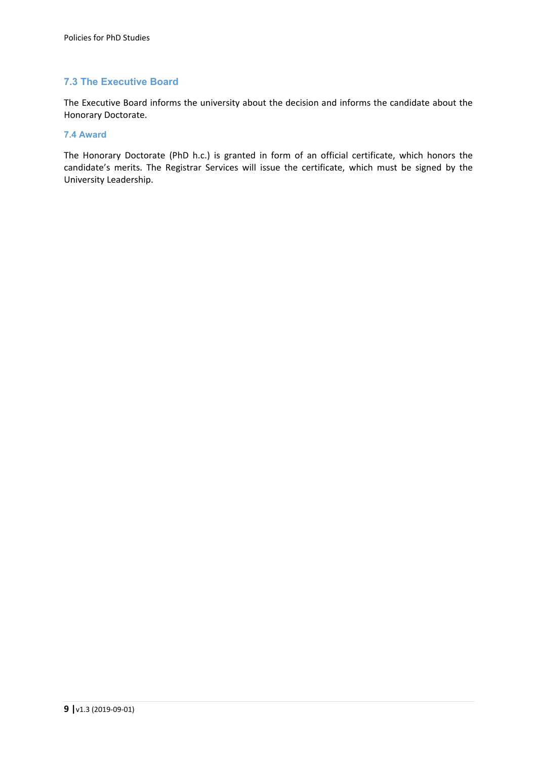## 7.3 The Executive Board

The Executive Board informs the university about the decision and informs the candidate about the Honorary Doctorate.

### 7.4 Award

The Honorary Doctorate (PhD h.c.) is granted in form of an official certificate, which honors the candidate's merits. The Registrar Services will issue the certificate, which must be signed by the University Leadership.